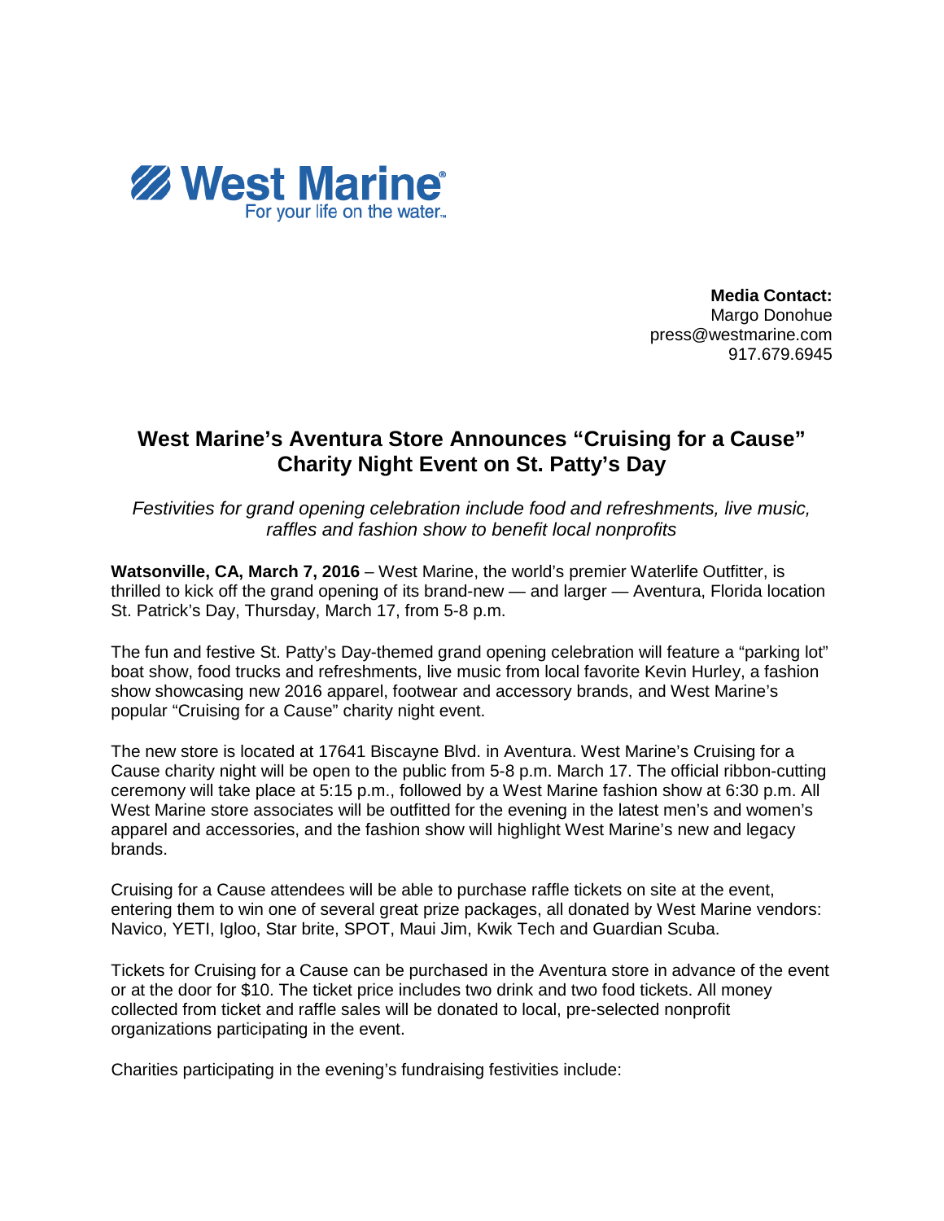**West Marine**
For your life on the water™

**Media Contact:**
Margo Donohue
press@westmarine.com
917.679.6945

# West Marine's Aventura Store Announces "Cruising for a Cause" Charity Night Event on St. Patty's Day

*Festivities for grand opening celebration include food and refreshments, live music, raffles and fashion show to benefit local nonprofits*

**Watsonville, CA, March 7, 2016** – West Marine, the world's premier Waterlife Outfitter, is thrilled to kick off the grand opening of its brand-new — and larger — Aventura, Florida location St. Patrick's Day, Thursday, March 17, from 5-8 p.m.

The fun and festive St. Patty's Day-themed grand opening celebration will feature a "parking lot" boat show, food trucks and refreshments, live music from local favorite Kevin Hurley, a fashion show showcasing new 2016 apparel, footwear and accessory brands, and West Marine's popular "Cruising for a Cause" charity night event.

The new store is located at 17641 Biscayne Blvd. in Aventura. West Marine's Cruising for a Cause charity night will be open to the public from 5-8 p.m. March 17. The official ribbon-cutting ceremony will take place at 5:15 p.m., followed by a West Marine fashion show at 6:30 p.m. All West Marine store associates will be outfitted for the evening in the latest men's and women's apparel and accessories, and the fashion show will highlight West Marine's new and legacy brands.

Cruising for a Cause attendees will be able to purchase raffle tickets on site at the event, entering them to win one of several great prize packages, all donated by West Marine vendors: Navico, YETI, Igloo, Star brite, SPOT, Maui Jim, Kwik Tech and Guardian Scuba.

Tickets for Cruising for a Cause can be purchased in the Aventura store in advance of the event or at the door for $10. The ticket price includes two drink and two food tickets. All money collected from ticket and raffle sales will be donated to local, pre-selected nonprofit organizations participating in the event.

Charities participating in the evening's fundraising festivities include: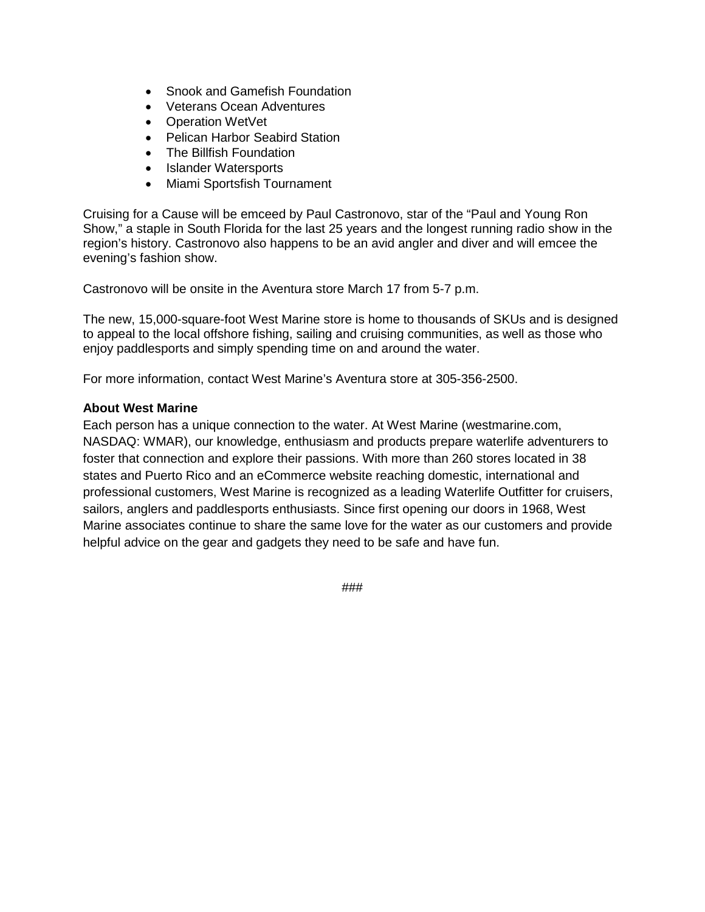- Snook and Gamefish Foundation
- Veterans Ocean Adventures
- Operation WetVet
- Pelican Harbor Seabird Station
- The Billfish Foundation
- Islander Watersports
- Miami Sportsfish Tournament

Cruising for a Cause will be emceed by Paul Castronovo, star of the "Paul and Young Ron Show," a staple in South Florida for the last 25 years and the longest running radio show in the region's history. Castronovo also happens to be an avid angler and diver and will emcee the evening's fashion show.

Castronovo will be onsite in the Aventura store March 17 from 5-7 p.m.

The new, 15,000-square-foot West Marine store is home to thousands of SKUs and is designed to appeal to the local offshore fishing, sailing and cruising communities, as well as those who enjoy paddlesports and simply spending time on and around the water.

For more information, contact West Marine's Aventura store at 305-356-2500.

**About West Marine**

Each person has a unique connection to the water. At West Marine (westmarine.com, NASDAQ: WMAR), our knowledge, enthusiasm and products prepare waterlife adventurers to foster that connection and explore their passions. With more than 260 stores located in 38 states and Puerto Rico and an eCommerce website reaching domestic, international and professional customers, West Marine is recognized as a leading Waterlife Outfitter for cruisers, sailors, anglers and paddlesports enthusiasts. Since first opening our doors in 1968, West Marine associates continue to share the same love for the water as our customers and provide helpful advice on the gear and gadgets they need to be safe and have fun.

###